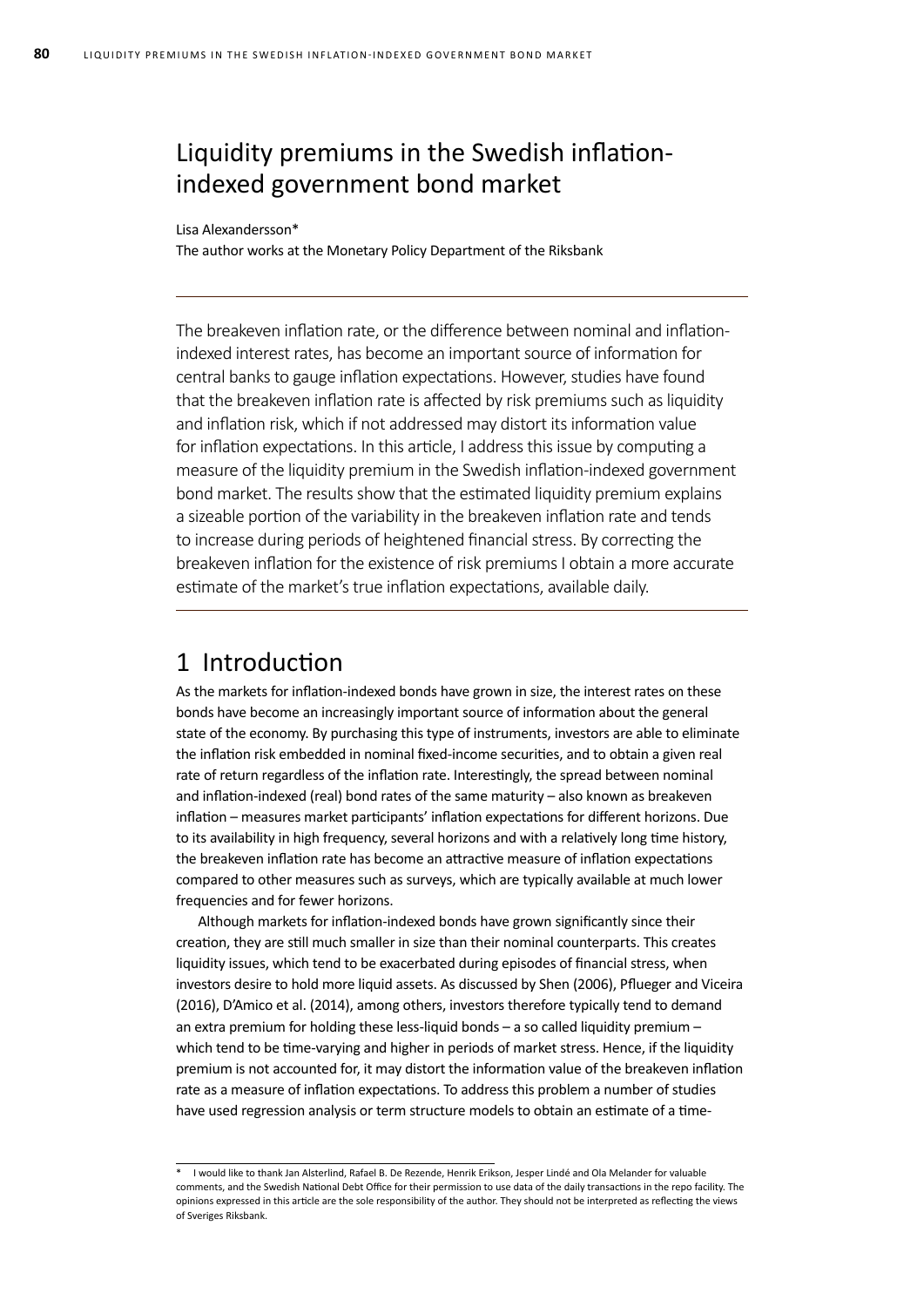# Liquidity premiums in the Swedish inflation-indexed government bond market

Lisa Alexandersson*

The author works at the Monetary Policy Department of the Riksbank

---

The breakeven inflation rate, or the difference between nominal and inflation-indexed interest rates, has become an important source of information for central banks to gauge inflation expectations. However, studies have found that the breakeven inflation rate is affected by risk premiums such as liquidity and inflation risk, which if not addressed may distort its information value for inflation expectations. In this article, I address this issue by computing a measure of the liquidity premium in the Swedish inflation-indexed government bond market. The results show that the estimated liquidity premium explains a sizeable portion of the variability in the breakeven inflation rate and tends to increase during periods of heightened financial stress. By correcting the breakeven inflation for the existence of risk premiums I obtain a more accurate estimate of the market's true inflation expectations, available daily.

---

## 1 Introduction

As the markets for inflation-indexed bonds have grown in size, the interest rates on these bonds have become an increasingly important source of information about the general state of the economy. By purchasing this type of instruments, investors are able to eliminate the inflation risk embedded in nominal fixed-income securities, and to obtain a given real rate of return regardless of the inflation rate. Interestingly, the spread between nominal and inflation-indexed (real) bond rates of the same maturity – also known as breakeven inflation – measures market participants' inflation expectations for different horizons. Due to its availability in high frequency, several horizons and with a relatively long time history, the breakeven inflation rate has become an attractive measure of inflation expectations compared to other measures such as surveys, which are typically available at much lower frequencies and for fewer horizons.

Although markets for inflation-indexed bonds have grown significantly since their creation, they are still much smaller in size than their nominal counterparts. This creates liquidity issues, which tend to be exacerbated during episodes of financial stress, when investors desire to hold more liquid assets. As discussed by Shen (2006), Pflueger and Viceira (2016), D'Amico et al. (2014), among others, investors therefore typically tend to demand an extra premium for holding these less-liquid bonds – a so called liquidity premium – which tend to be time-varying and higher in periods of market stress. Hence, if the liquidity premium is not accounted for, it may distort the information value of the breakeven inflation rate as a measure of inflation expectations. To address this problem a number of studies have used regression analysis or term structure models to obtain an estimate of a time-

---

\* I would like to thank Jan Alsterlind, Rafael B. De Rezende, Henrik Erikson, Jesper Lindé and Ola Melander for valuable comments, and the Swedish National Debt Office for their permission to use data of the daily transactions in the repo facility. The opinions expressed in this article are the sole responsibility of the author. They should not be interpreted as reflecting the views of Sveriges Riksbank.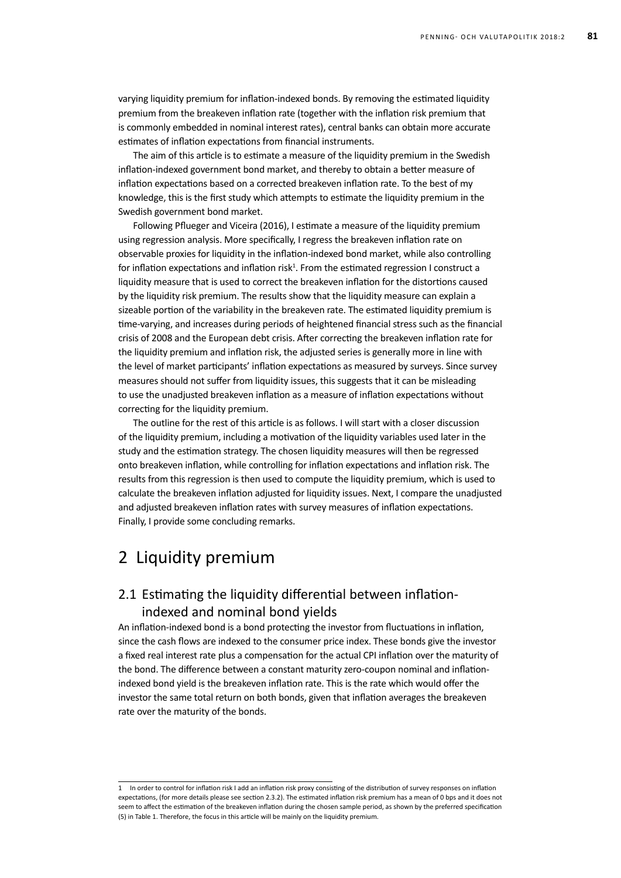varying liquidity premium for inflation-indexed bonds. By removing the estimated liquidity premium from the breakeven inflation rate (together with the inflation risk premium that is commonly embedded in nominal interest rates), central banks can obtain more accurate estimates of inflation expectations from financial instruments.

The aim of this article is to estimate a measure of the liquidity premium in the Swedish inflation-indexed government bond market, and thereby to obtain a better measure of inflation expectations based on a corrected breakeven inflation rate. To the best of my knowledge, this is the first study which attempts to estimate the liquidity premium in the Swedish government bond market.

Following Pflueger and Viceira (2016), I estimate a measure of the liquidity premium using regression analysis. More specifically, I regress the breakeven inflation rate on observable proxies for liquidity in the inflation-indexed bond market, while also controlling for inflation expectations and inflation risk[1]. From the estimated regression I construct a liquidity measure that is used to correct the breakeven inflation for the distortions caused by the liquidity risk premium. The results show that the liquidity measure can explain a sizeable portion of the variability in the breakeven rate. The estimated liquidity premium is time-varying, and increases during periods of heightened financial stress such as the financial crisis of 2008 and the European debt crisis. After correcting the breakeven inflation rate for the liquidity premium and inflation risk, the adjusted series is generally more in line with the level of market participants' inflation expectations as measured by surveys. Since survey measures should not suffer from liquidity issues, this suggests that it can be misleading to use the unadjusted breakeven inflation as a measure of inflation expectations without correcting for the liquidity premium.

The outline for the rest of this article is as follows. I will start with a closer discussion of the liquidity premium, including a motivation of the liquidity variables used later in the study and the estimation strategy. The chosen liquidity measures will then be regressed onto breakeven inflation, while controlling for inflation expectations and inflation risk. The results from this regression is then used to compute the liquidity premium, which is used to calculate the breakeven inflation adjusted for liquidity issues. Next, I compare the unadjusted and adjusted breakeven inflation rates with survey measures of inflation expectations. Finally, I provide some concluding remarks.

# 2 Liquidity premium

## 2.1 Estimating the liquidity differential between inflation-indexed and nominal bond yields

An inflation-indexed bond is a bond protecting the investor from fluctuations in inflation, since the cash flows are indexed to the consumer price index. These bonds give the investor a fixed real interest rate plus a compensation for the actual CPI inflation over the maturity of the bond. The difference between a constant maturity zero-coupon nominal and inflation-indexed bond yield is the breakeven inflation rate. This is the rate which would offer the investor the same total return on both bonds, given that inflation averages the breakeven rate over the maturity of the bonds.

---

[1] In order to control for inflation risk I add an inflation risk proxy consisting of the distribution of survey responses on inflation expectations, (for more details please see section 2.3.2). The estimated inflation risk premium has a mean of 0 bps and it does not seem to affect the estimation of the breakeven inflation during the chosen sample period, as shown by the preferred specification (5) in Table 1. Therefore, the focus in this article will be mainly on the liquidity premium.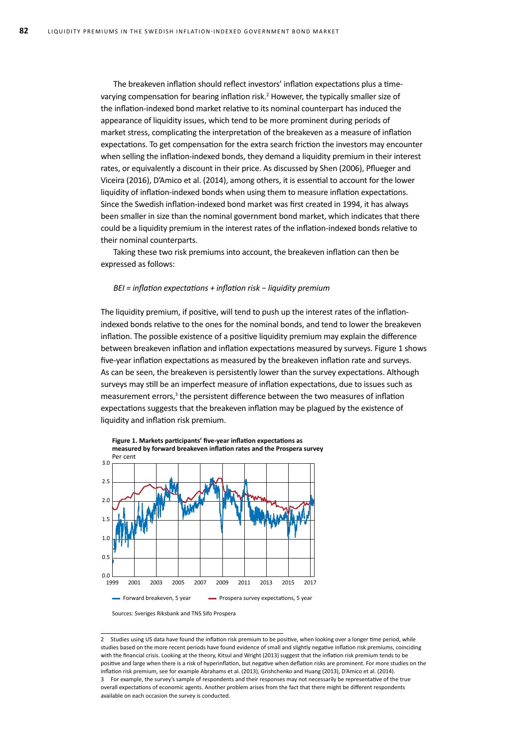The breakeven inflation should reflect investors' inflation expectations plus a time-varying compensation for bearing inflation risk.[2] However, the typically smaller size of the inflation-indexed bond market relative to its nominal counterpart has induced the appearance of liquidity issues, which tend to be more prominent during periods of market stress, complicating the interpretation of the breakeven as a measure of inflation expectations. To get compensation for the extra search friction the investors may encounter when selling the inflation-indexed bonds, they demand a liquidity premium in their interest rates, or equivalently a discount in their price. As discussed by Shen (2006), Pflueger and Viceira (2016), D'Amico et al. (2014), among others, it is essential to account for the lower liquidity of inflation-indexed bonds when using them to measure inflation expectations. Since the Swedish inflation-indexed bond market was first created in 1994, it has always been smaller in size than the nominal government bond market, which indicates that there could be a liquidity premium in the interest rates of the inflation-indexed bonds relative to their nominal counterparts.

Taking these two risk premiums into account, the breakeven inflation can then be expressed as follows:

*BEI = inflation expectations + inflation risk − liquidity premium*

The liquidity premium, if positive, will tend to push up the interest rates of the inflation-indexed bonds relative to the ones for the nominal bonds, and tend to lower the breakeven inflation. The possible existence of a positive liquidity premium may explain the difference between breakeven inflation and inflation expectations measured by surveys. Figure 1 shows five-year inflation expectations as measured by the breakeven inflation rate and surveys. As can be seen, the breakeven is persistently lower than the survey expectations. Although surveys may still be an imperfect measure of inflation expectations, due to issues such as measurement errors,[3] the persistent difference between the two measures of inflation expectations suggests that the breakeven inflation may be plagued by the existence of liquidity and inflation risk premium.

**Figure 1. Markets participants' five-year inflation expectations as measured by forward breakeven inflation rates and the Prospera survey**

Per cent

Forward breakeven, 5 year — Prospera survey expectations, 5 year

Sources: Sveriges Riksbank and TNS Sifo Prospera

---

2 Studies using US data have found the inflation risk premium to be positive, when looking over a longer time period, while studies based on the more recent periods have found evidence of small and slightly negative inflation risk premiums, coinciding with the financial crisis. Looking at the theory, Kitsul and Wright (2013) suggest that the inflation risk premium tends to be positive and large when there is a risk of hyperinflation, but negative when deflation risks are prominent. For more studies on the inflation risk premium, see for example Abrahams et al. (2013), Grishchenko and Huang (2013), D'Amico et al. (2014).

3 For example, the survey's sample of respondents and their responses may not necessarily be representative of the true overall expectations of economic agents. Another problem arises from the fact that there might be different respondents available on each occasion the survey is conducted.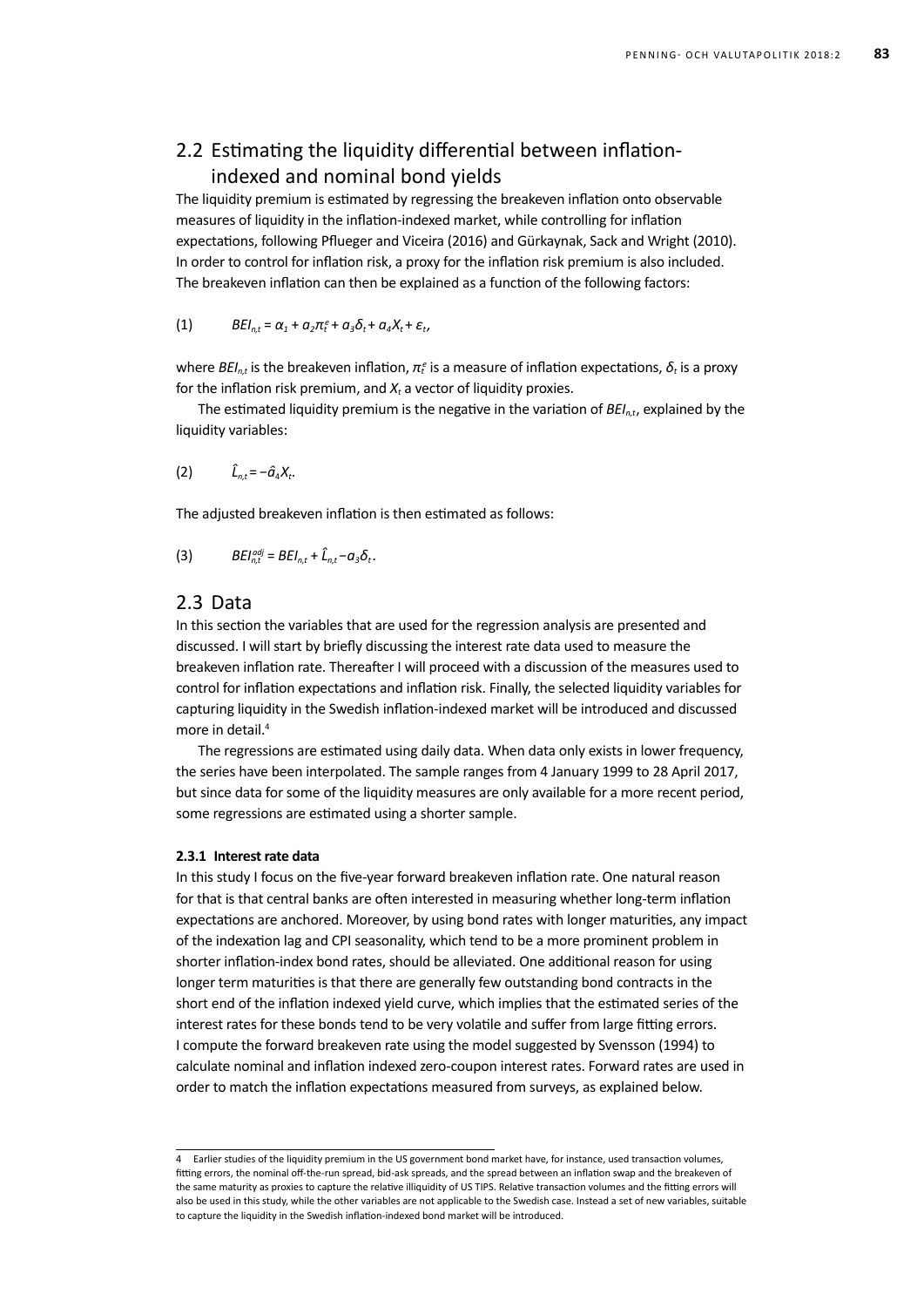## 2.2 Estimating the liquidity differential between inflation-indexed and nominal bond yields

The liquidity premium is estimated by regressing the breakeven inflation onto observable measures of liquidity in the inflation-indexed market, while controlling for inflation expectations, following Pflueger and Viceira (2016) and Gürkaynak, Sack and Wright (2010). In order to control for inflation risk, a proxy for the inflation risk premium is also included. The breakeven inflation can then be explained as a function of the following factors:

$$BEI_{n,t} = \alpha_1 + a_2\pi_t^e + a_3\delta_t + a_4X_t + \varepsilon_t, \tag{1}$$

where $BEI_{n,t}$ is the breakeven inflation, $\pi_t^e$ is a measure of inflation expectations, $\delta_t$ is a proxy for the inflation risk premium, and $X_t$ a vector of liquidity proxies.

The estimated liquidity premium is the negative in the variation of $BEI_{n,t}$, explained by the liquidity variables:

$$\hat{L}_{n,t} = -\hat{a}_4X_t. \tag{2}$$

The adjusted breakeven inflation is then estimated as follows:

$$BEI_{n,t}^{adj} = BEI_{n,t} + \hat{L}_{n,t} - a_3\delta_t. \tag{3}$$

## 2.3 Data

In this section the variables that are used for the regression analysis are presented and discussed. I will start by briefly discussing the interest rate data used to measure the breakeven inflation rate. Thereafter I will proceed with a discussion of the measures used to control for inflation expectations and inflation risk. Finally, the selected liquidity variables for capturing liquidity in the Swedish inflation-indexed market will be introduced and discussed more in detail.[4]

The regressions are estimated using daily data. When data only exists in lower frequency, the series have been interpolated. The sample ranges from 4 January 1999 to 28 April 2017, but since data for some of the liquidity measures are only available for a more recent period, some regressions are estimated using a shorter sample.

### 2.3.1 Interest rate data

In this study I focus on the five-year forward breakeven inflation rate. One natural reason for that is that central banks are often interested in measuring whether long-term inflation expectations are anchored. Moreover, by using bond rates with longer maturities, any impact of the indexation lag and CPI seasonality, which tend to be a more prominent problem in shorter inflation-index bond rates, should be alleviated. One additional reason for using longer term maturities is that there are generally few outstanding bond contracts in the short end of the inflation indexed yield curve, which implies that the estimated series of the interest rates for these bonds tend to be very volatile and suffer from large fitting errors. I compute the forward breakeven rate using the model suggested by Svensson (1994) to calculate nominal and inflation indexed zero-coupon interest rates. Forward rates are used in order to match the inflation expectations measured from surveys, as explained below.

---

4 Earlier studies of the liquidity premium in the US government bond market have, for instance, used transaction volumes, fitting errors, the nominal off-the-run spread, bid-ask spreads, and the spread between an inflation swap and the breakeven of the same maturity as proxies to capture the relative illiquidity of US TIPS. Relative transaction volumes and the fitting errors will also be used in this study, while the other variables are not applicable to the Swedish case. Instead a set of new variables, suitable to capture the liquidity in the Swedish inflation-indexed bond market will be introduced.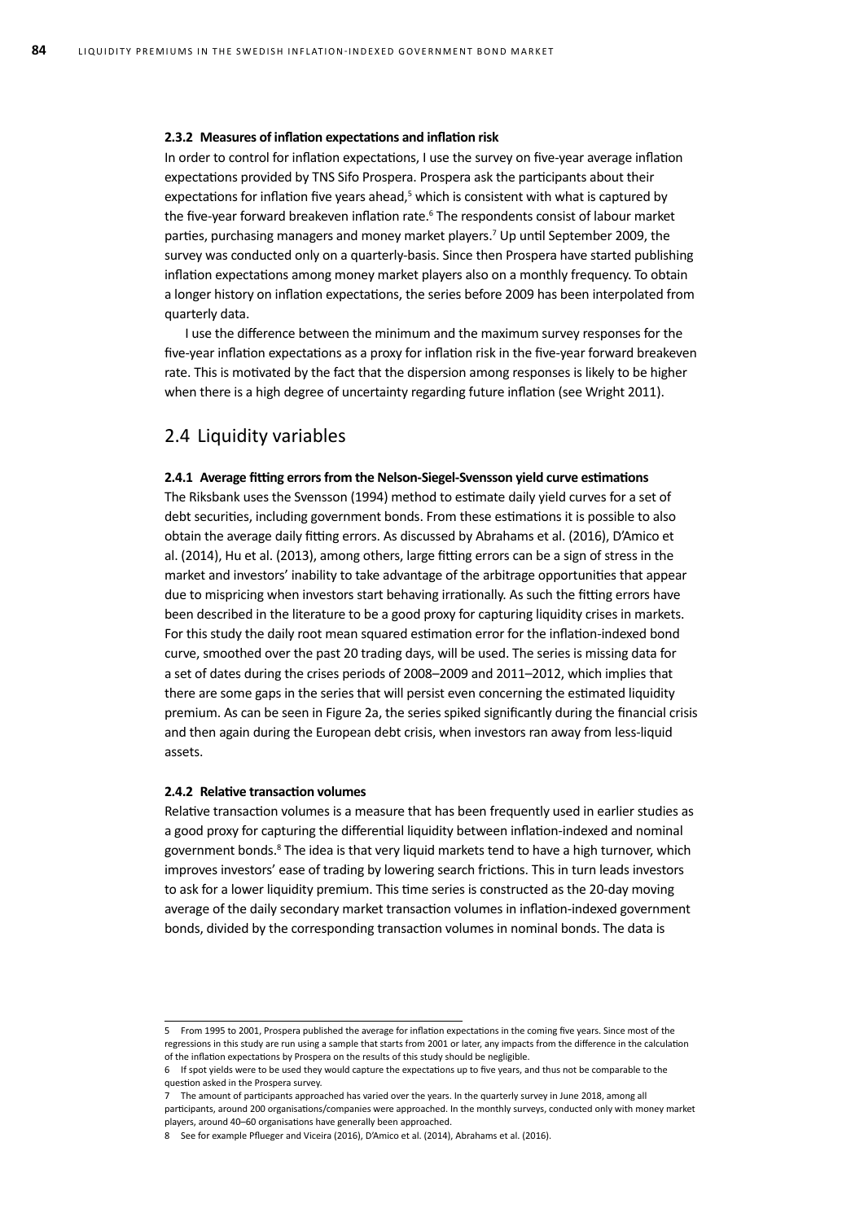### 2.3.2 Measures of inflation expectations and inflation risk

In order to control for inflation expectations, I use the survey on five-year average inflation expectations provided by TNS Sifo Prospera. Prospera ask the participants about their expectations for inflation five years ahead,[5] which is consistent with what is captured by the five-year forward breakeven inflation rate.[6] The respondents consist of labour market parties, purchasing managers and money market players.[7] Up until September 2009, the survey was conducted only on a quarterly-basis. Since then Prospera have started publishing inflation expectations among money market players also on a monthly frequency. To obtain a longer history on inflation expectations, the series before 2009 has been interpolated from quarterly data.

I use the difference between the minimum and the maximum survey responses for the five-year inflation expectations as a proxy for inflation risk in the five-year forward breakeven rate. This is motivated by the fact that the dispersion among responses is likely to be higher when there is a high degree of uncertainty regarding future inflation (see Wright 2011).

## 2.4 Liquidity variables

### 2.4.1 Average fitting errors from the Nelson-Siegel-Svensson yield curve estimations

The Riksbank uses the Svensson (1994) method to estimate daily yield curves for a set of debt securities, including government bonds. From these estimations it is possible to also obtain the average daily fitting errors. As discussed by Abrahams et al. (2016), D'Amico et al. (2014), Hu et al. (2013), among others, large fitting errors can be a sign of stress in the market and investors' inability to take advantage of the arbitrage opportunities that appear due to mispricing when investors start behaving irrationally. As such the fitting errors have been described in the literature to be a good proxy for capturing liquidity crises in markets. For this study the daily root mean squared estimation error for the inflation-indexed bond curve, smoothed over the past 20 trading days, will be used. The series is missing data for a set of dates during the crises periods of 2008–2009 and 2011–2012, which implies that there are some gaps in the series that will persist even concerning the estimated liquidity premium. As can be seen in Figure 2a, the series spiked significantly during the financial crisis and then again during the European debt crisis, when investors ran away from less-liquid assets.

### 2.4.2 Relative transaction volumes

Relative transaction volumes is a measure that has been frequently used in earlier studies as a good proxy for capturing the differential liquidity between inflation-indexed and nominal government bonds.[8] The idea is that very liquid markets tend to have a high turnover, which improves investors' ease of trading by lowering search frictions. This in turn leads investors to ask for a lower liquidity premium. This time series is constructed as the 20-day moving average of the daily secondary market transaction volumes in inflation-indexed government bonds, divided by the corresponding transaction volumes in nominal bonds. The data is

---

5 From 1995 to 2001, Prospera published the average for inflation expectations in the coming five years. Since most of the regressions in this study are run using a sample that starts from 2001 or later, any impacts from the difference in the calculation of the inflation expectations by Prospera on the results of this study should be negligible.

6 If spot yields were to be used they would capture the expectations up to five years, and thus not be comparable to the question asked in the Prospera survey.

7 The amount of participants approached has varied over the years. In the quarterly survey in June 2018, among all participants, around 200 organisations/companies were approached. In the monthly surveys, conducted only with money market players, around 40–60 organisations have generally been approached.

8 See for example Pflueger and Viceira (2016), D'Amico et al. (2014), Abrahams et al. (2016).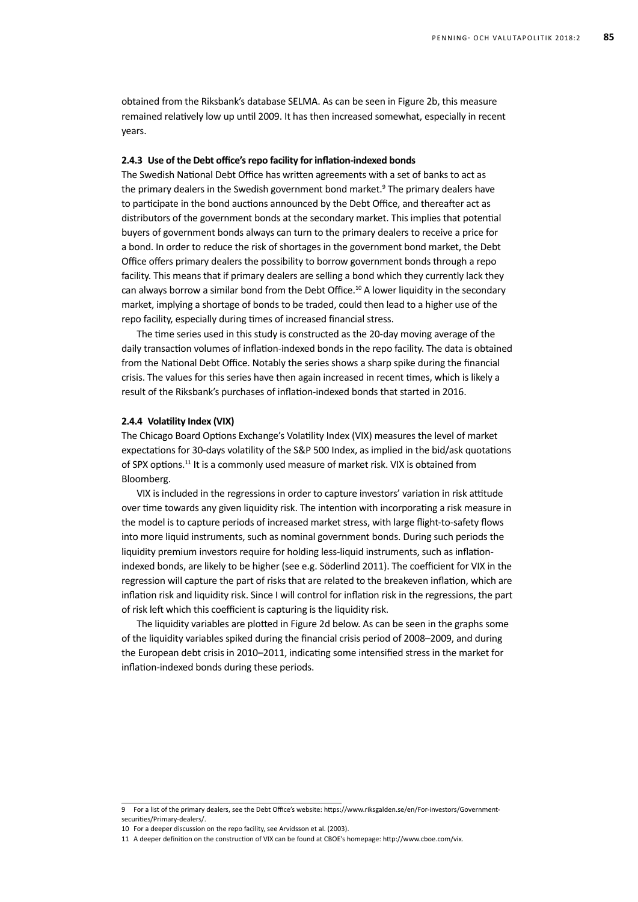obtained from the Riksbank's database SELMA. As can be seen in Figure 2b, this measure remained relatively low up until 2009. It has then increased somewhat, especially in recent years.

#### 2.4.3 Use of the Debt office's repo facility for inflation-indexed bonds

The Swedish National Debt Office has written agreements with a set of banks to act as the primary dealers in the Swedish government bond market.[9] The primary dealers have to participate in the bond auctions announced by the Debt Office, and thereafter act as distributors of the government bonds at the secondary market. This implies that potential buyers of government bonds always can turn to the primary dealers to receive a price for a bond. In order to reduce the risk of shortages in the government bond market, the Debt Office offers primary dealers the possibility to borrow government bonds through a repo facility. This means that if primary dealers are selling a bond which they currently lack they can always borrow a similar bond from the Debt Office.[10] A lower liquidity in the secondary market, implying a shortage of bonds to be traded, could then lead to a higher use of the repo facility, especially during times of increased financial stress.

The time series used in this study is constructed as the 20-day moving average of the daily transaction volumes of inflation-indexed bonds in the repo facility. The data is obtained from the National Debt Office. Notably the series shows a sharp spike during the financial crisis. The values for this series have then again increased in recent times, which is likely a result of the Riksbank's purchases of inflation-indexed bonds that started in 2016.

#### 2.4.4 Volatility Index (VIX)

The Chicago Board Options Exchange's Volatility Index (VIX) measures the level of market expectations for 30-days volatility of the S&P 500 Index, as implied in the bid/ask quotations of SPX options.[11] It is a commonly used measure of market risk. VIX is obtained from Bloomberg.

VIX is included in the regressions in order to capture investors' variation in risk attitude over time towards any given liquidity risk. The intention with incorporating a risk measure in the model is to capture periods of increased market stress, with large flight-to-safety flows into more liquid instruments, such as nominal government bonds. During such periods the liquidity premium investors require for holding less-liquid instruments, such as inflation-indexed bonds, are likely to be higher (see e.g. Söderlind 2011). The coefficient for VIX in the regression will capture the part of risks that are related to the breakeven inflation, which are inflation risk and liquidity risk. Since I will control for inflation risk in the regressions, the part of risk left which this coefficient is capturing is the liquidity risk.

The liquidity variables are plotted in Figure 2d below. As can be seen in the graphs some of the liquidity variables spiked during the financial crisis period of 2008–2009, and during the European debt crisis in 2010–2011, indicating some intensified stress in the market for inflation-indexed bonds during these periods.

---

9 For a list of the primary dealers, see the Debt Office's website: https://www.riksgalden.se/en/For-investors/Government-securities/Primary-dealers/.

10 For a deeper discussion on the repo facility, see Arvidsson et al. (2003).

11 A deeper definition on the construction of VIX can be found at CBOE's homepage: http://www.cboe.com/vix.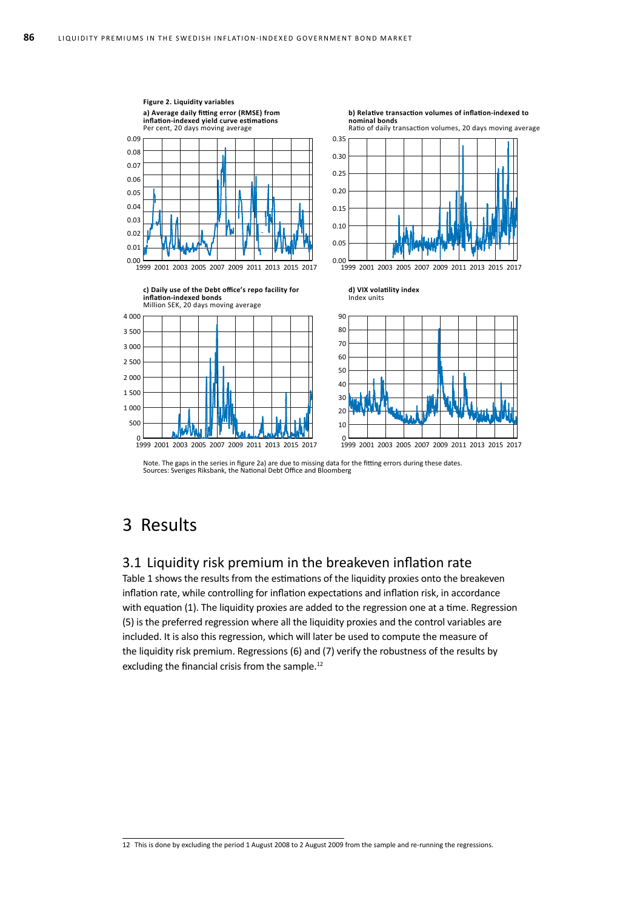**Figure 2. Liquidity variables**

**a) Average daily fitting error (RMSE) from inflation-indexed yield curve estimations**
Per cent, 20 days moving average

**b) Relative transaction volumes of inflation-indexed to nominal bonds**
Ratio of daily transaction volumes, 20 days moving average

**c) Daily use of the Debt office's repo facility for inflation-indexed bonds**
Million SEK, 20 days moving average

**d) VIX volatility index**
Index units

Note. The gaps in the series in figure 2a) are due to missing data for the fitting errors during these dates.
Sources: Sveriges Riksbank, the National Debt Office and Bloomberg

# 3 Results

## 3.1 Liquidity risk premium in the breakeven inflation rate

Table 1 shows the results from the estimations of the liquidity proxies onto the breakeven inflation rate, while controlling for inflation expectations and inflation risk, in accordance with equation (1). The liquidity proxies are added to the regression one at a time. Regression (5) is the preferred regression where all the liquidity proxies and the control variables are included. It is also this regression, which will later be used to compute the measure of the liquidity risk premium. Regressions (6) and (7) verify the robustness of the results by excluding the financial crisis from the sample.[12]

[12] This is done by excluding the period 1 August 2008 to 2 August 2009 from the sample and re-running the regressions.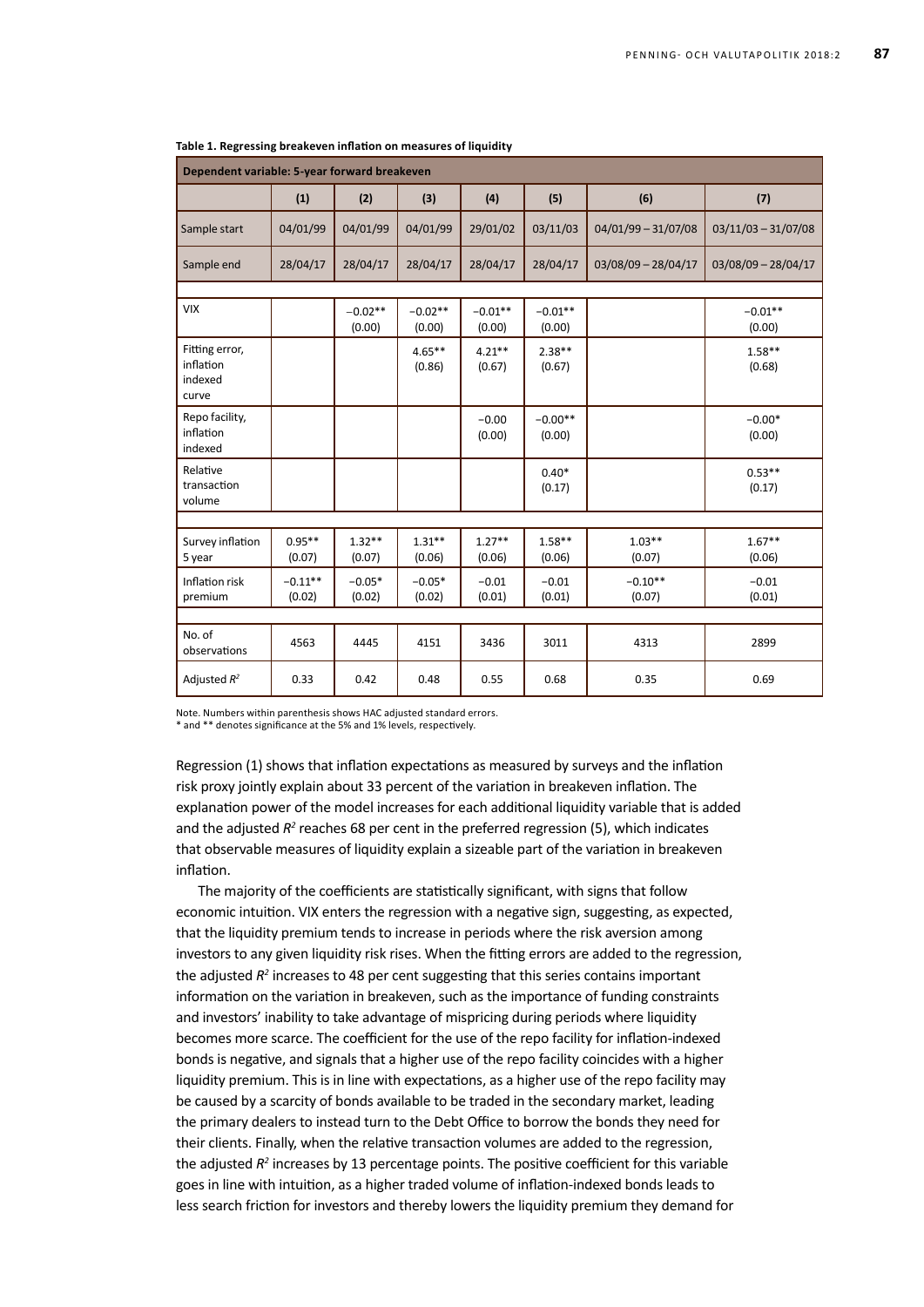**Table 1. Regressing breakeven inflation on measures of liquidity**

| Dependent variable: 5-year forward breakeven | | | | | | | |
|---|---|---|---|---|---|---|---|
| | (1) | (2) | (3) | (4) | (5) | (6) | (7) |
| Sample start | 04/01/99 | 04/01/99 | 04/01/99 | 29/01/02 | 03/11/03 | 04/01/99 – 31/07/08 | 03/11/03 – 31/07/08 |
| Sample end | 28/04/17 | 28/04/17 | 28/04/17 | 28/04/17 | 28/04/17 | 03/08/09 – 28/04/17 | 03/08/09 – 28/04/17 |
| VIX | | −0.02** (0.00) | −0.02** (0.00) | −0.01** (0.00) | −0.01** (0.00) | | −0.01** (0.00) |
| Fitting error, inflation indexed curve | | | 4.65** (0.86) | 4.21** (0.67) | 2.38** (0.67) | | 1.58** (0.68) |
| Repo facility, inflation indexed | | | | −0.00 (0.00) | −0.00** (0.00) | | −0.00* (0.00) |
| Relative transaction volume | | | | | 0.40* (0.17) | | 0.53** (0.17) |
| Survey inflation 5 year | 0.95** (0.07) | 1.32** (0.07) | 1.31** (0.06) | 1.27** (0.06) | 1.58** (0.06) | 1.03** (0.07) | 1.67** (0.06) |
| Inflation risk premium | −0.11** (0.02) | −0.05* (0.02) | −0.05* (0.02) | −0.01 (0.01) | −0.01 (0.01) | −0.10** (0.07) | −0.01 (0.01) |
| No. of observations | 4563 | 4445 | 4151 | 3436 | 3011 | 4313 | 2899 |
| Adjusted $R^2$ | 0.33 | 0.42 | 0.48 | 0.55 | 0.68 | 0.35 | 0.69 |

Note. Numbers within parenthesis shows HAC adjusted standard errors.
* and ** denotes significance at the 5% and 1% levels, respectively.

Regression (1) shows that inflation expectations as measured by surveys and the inflation risk proxy jointly explain about 33 percent of the variation in breakeven inflation. The explanation power of the model increases for each additional liquidity variable that is added and the adjusted $R^2$ reaches 68 per cent in the preferred regression (5), which indicates that observable measures of liquidity explain a sizeable part of the variation in breakeven inflation.

The majority of the coefficients are statistically significant, with signs that follow economic intuition. VIX enters the regression with a negative sign, suggesting, as expected, that the liquidity premium tends to increase in periods where the risk aversion among investors to any given liquidity risk rises. When the fitting errors are added to the regression, the adjusted $R^2$ increases to 48 per cent suggesting that this series contains important information on the variation in breakeven, such as the importance of funding constraints and investors' inability to take advantage of mispricing during periods where liquidity becomes more scarce. The coefficient for the use of the repo facility for inflation-indexed bonds is negative, and signals that a higher use of the repo facility coincides with a higher liquidity premium. This is in line with expectations, as a higher use of the repo facility may be caused by a scarcity of bonds available to be traded in the secondary market, leading the primary dealers to instead turn to the Debt Office to borrow the bonds they need for their clients. Finally, when the relative transaction volumes are added to the regression, the adjusted $R^2$ increases by 13 percentage points. The positive coefficient for this variable goes in line with intuition, as a higher traded volume of inflation-indexed bonds leads to less search friction for investors and thereby lowers the liquidity premium they demand for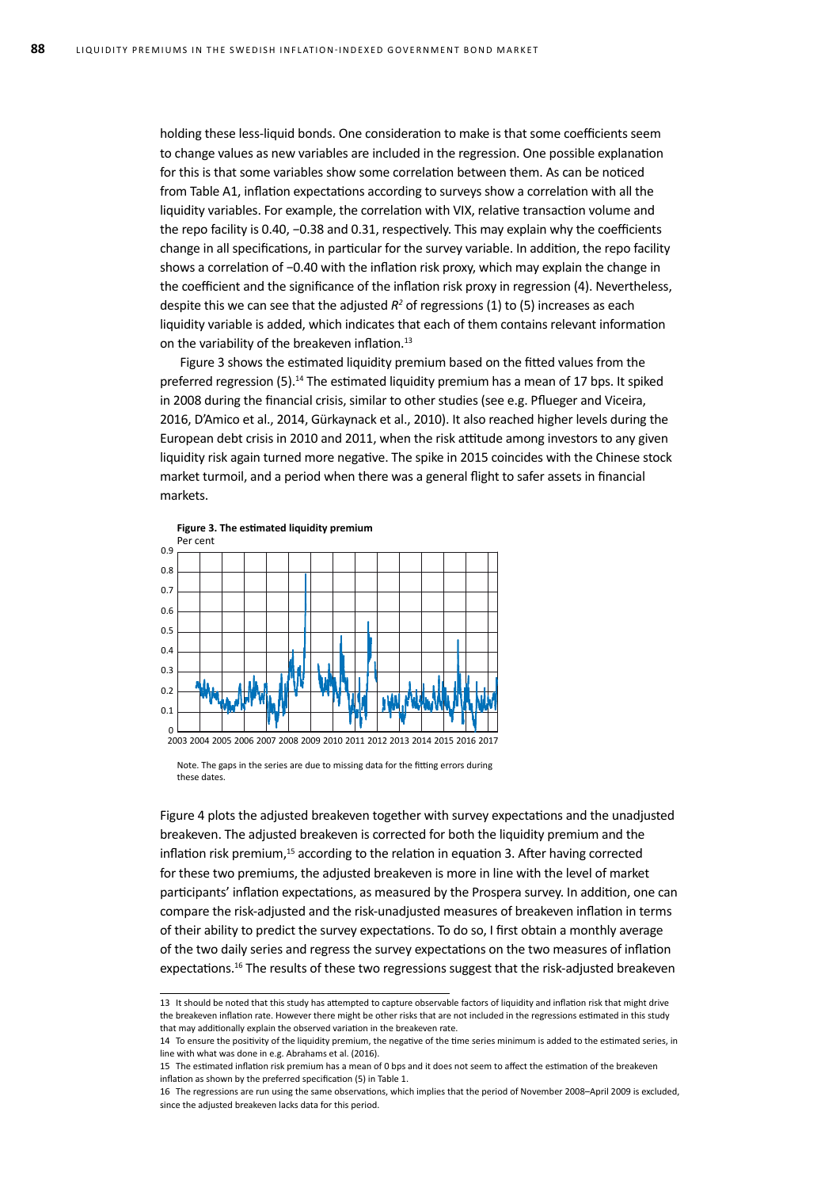holding these less-liquid bonds. One consideration to make is that some coefficients seem to change values as new variables are included in the regression. One possible explanation for this is that some variables show some correlation between them. As can be noticed from Table A1, inflation expectations according to surveys show a correlation with all the liquidity variables. For example, the correlation with VIX, relative transaction volume and the repo facility is 0.40, −0.38 and 0.31, respectively. This may explain why the coefficients change in all specifications, in particular for the survey variable. In addition, the repo facility shows a correlation of −0.40 with the inflation risk proxy, which may explain the change in the coefficient and the significance of the inflation risk proxy in regression (4). Nevertheless, despite this we can see that the adjusted $R^2$ of regressions (1) to (5) increases as each liquidity variable is added, which indicates that each of them contains relevant information on the variability of the breakeven inflation.[13]

Figure 3 shows the estimated liquidity premium based on the fitted values from the preferred regression (5).[14] The estimated liquidity premium has a mean of 17 bps. It spiked in 2008 during the financial crisis, similar to other studies (see e.g. Pflueger and Viceira, 2016, D'Amico et al., 2014, Gürkaynack et al., 2010). It also reached higher levels during the European debt crisis in 2010 and 2011, when the risk attitude among investors to any given liquidity risk again turned more negative. The spike in 2015 coincides with the Chinese stock market turmoil, and a period when there was a general flight to safer assets in financial markets.

**Figure 3. The estimated liquidity premium**

Per cent

Note. The gaps in the series are due to missing data for the fitting errors during these dates.

Figure 4 plots the adjusted breakeven together with survey expectations and the unadjusted breakeven. The adjusted breakeven is corrected for both the liquidity premium and the inflation risk premium,[15] according to the relation in equation 3. After having corrected for these two premiums, the adjusted breakeven is more in line with the level of market participants' inflation expectations, as measured by the Prospera survey. In addition, one can compare the risk-adjusted and the risk-unadjusted measures of breakeven inflation in terms of their ability to predict the survey expectations. To do so, I first obtain a monthly average of the two daily series and regress the survey expectations on the two measures of inflation expectations.[16] The results of these two regressions suggest that the risk-adjusted breakeven

---

13 It should be noted that this study has attempted to capture observable factors of liquidity and inflation risk that might drive the breakeven inflation rate. However there might be other risks that are not included in the regressions estimated in this study that may additionally explain the observed variation in the breakeven rate.

14 To ensure the positivity of the liquidity premium, the negative of the time series minimum is added to the estimated series, in line with what was done in e.g. Abrahams et al. (2016).

15 The estimated inflation risk premium has a mean of 0 bps and it does not seem to affect the estimation of the breakeven inflation as shown by the preferred specification (5) in Table 1.

16 The regressions are run using the same observations, which implies that the period of November 2008–April 2009 is excluded, since the adjusted breakeven lacks data for this period.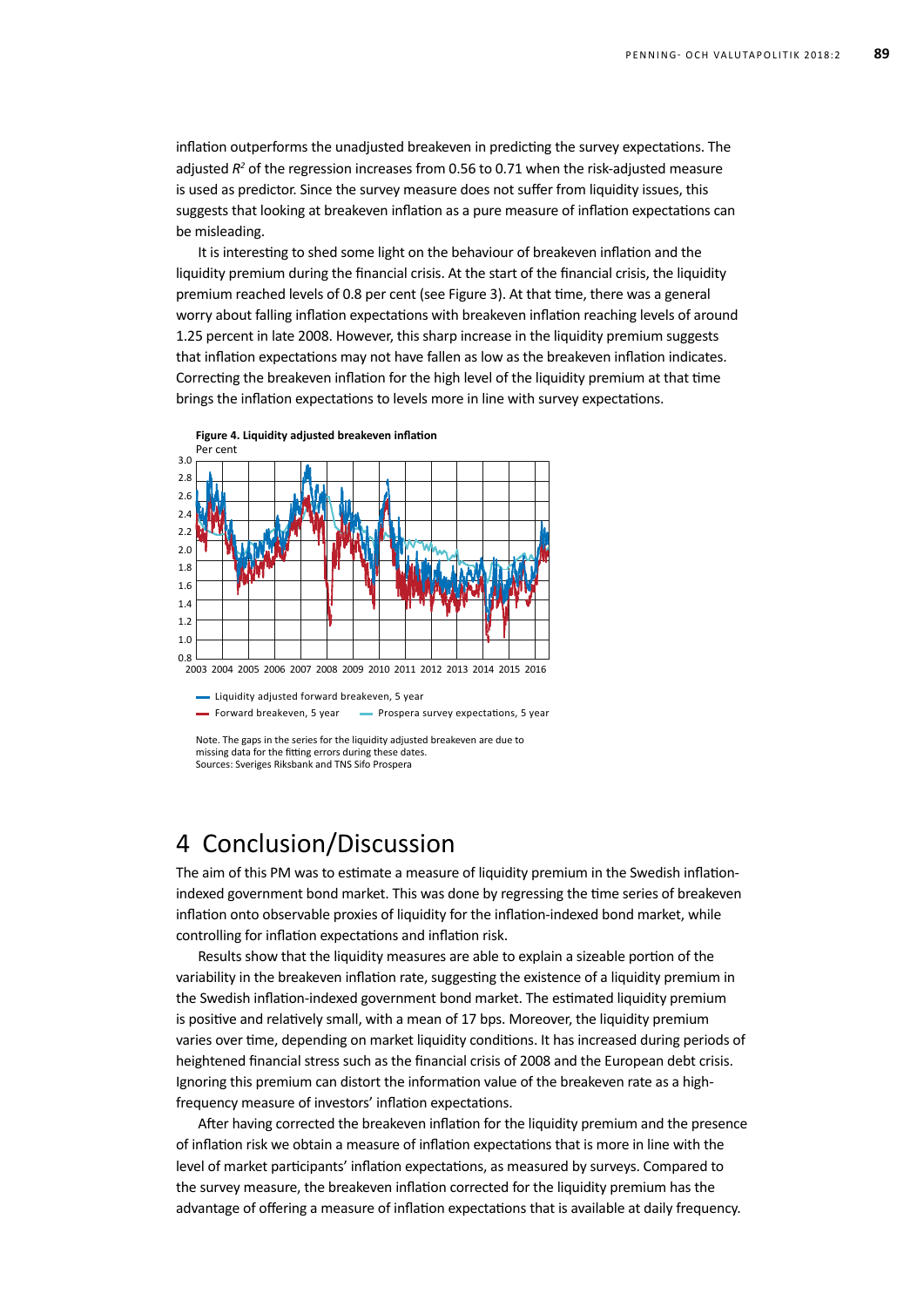inflation outperforms the unadjusted breakeven in predicting the survey expectations. The adjusted $R^2$ of the regression increases from 0.56 to 0.71 when the risk-adjusted measure is used as predictor. Since the survey measure does not suffer from liquidity issues, this suggests that looking at breakeven inflation as a pure measure of inflation expectations can be misleading.

It is interesting to shed some light on the behaviour of breakeven inflation and the liquidity premium during the financial crisis. At the start of the financial crisis, the liquidity premium reached levels of 0.8 per cent (see Figure 3). At that time, there was a general worry about falling inflation expectations with breakeven inflation reaching levels of around 1.25 percent in late 2008. However, this sharp increase in the liquidity premium suggests that inflation expectations may not have fallen as low as the breakeven inflation indicates. Correcting the breakeven inflation for the high level of the liquidity premium at that time brings the inflation expectations to levels more in line with survey expectations.

**Figure 4. Liquidity adjusted breakeven inflation**
Per cent

Liquidity adjusted forward breakeven, 5 year
Forward breakeven, 5 year
Prospera survey expectations, 5 year

Note. The gaps in the series for the liquidity adjusted breakeven are due to missing data for the fitting errors during these dates.
Sources: Sveriges Riksbank and TNS Sifo Prospera

# 4 Conclusion/Discussion

The aim of this PM was to estimate a measure of liquidity premium in the Swedish inflation-indexed government bond market. This was done by regressing the time series of breakeven inflation onto observable proxies of liquidity for the inflation-indexed bond market, while controlling for inflation expectations and inflation risk.

Results show that the liquidity measures are able to explain a sizeable portion of the variability in the breakeven inflation rate, suggesting the existence of a liquidity premium in the Swedish inflation-indexed government bond market. The estimated liquidity premium is positive and relatively small, with a mean of 17 bps. Moreover, the liquidity premium varies over time, depending on market liquidity conditions. It has increased during periods of heightened financial stress such as the financial crisis of 2008 and the European debt crisis. Ignoring this premium can distort the information value of the breakeven rate as a high-frequency measure of investors' inflation expectations.

After having corrected the breakeven inflation for the liquidity premium and the presence of inflation risk we obtain a measure of inflation expectations that is more in line with the level of market participants' inflation expectations, as measured by surveys. Compared to the survey measure, the breakeven inflation corrected for the liquidity premium has the advantage of offering a measure of inflation expectations that is available at daily frequency.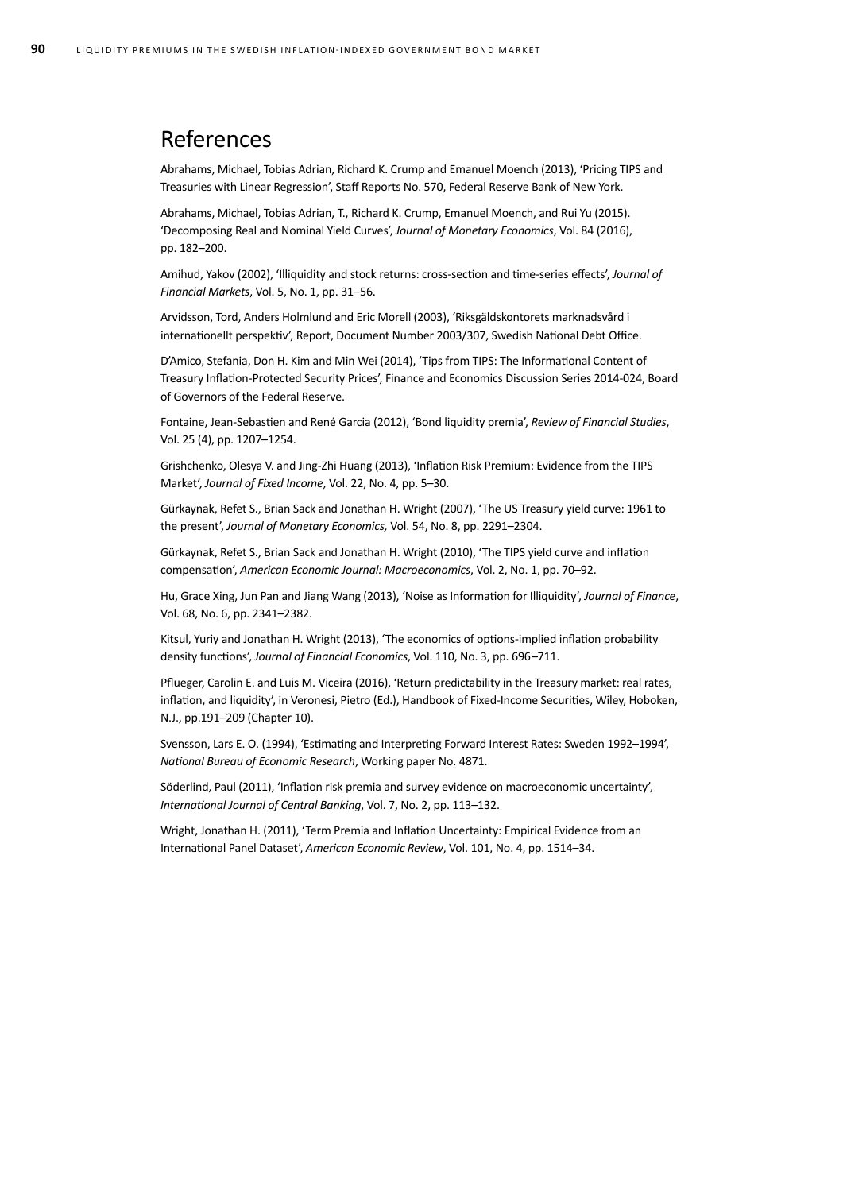## References

Abrahams, Michael, Tobias Adrian, Richard K. Crump and Emanuel Moench (2013), 'Pricing TIPS and Treasuries with Linear Regression', Staff Reports No. 570, Federal Reserve Bank of New York.

Abrahams, Michael, Tobias Adrian, T., Richard K. Crump, Emanuel Moench, and Rui Yu (2015). 'Decomposing Real and Nominal Yield Curves', *Journal of Monetary Economics*, Vol. 84 (2016), pp. 182–200.

Amihud, Yakov (2002), 'Illiquidity and stock returns: cross-section and time-series effects', *Journal of Financial Markets*, Vol. 5, No. 1, pp. 31–56.

Arvidsson, Tord, Anders Holmlund and Eric Morell (2003), 'Riksgäldskontorets marknadsvård i internationellt perspektiv', Report, Document Number 2003/307, Swedish National Debt Office.

D'Amico, Stefania, Don H. Kim and Min Wei (2014), 'Tips from TIPS: The Informational Content of Treasury Inflation-Protected Security Prices', Finance and Economics Discussion Series 2014-024, Board of Governors of the Federal Reserve.

Fontaine, Jean-Sebastien and René Garcia (2012), 'Bond liquidity premia', *Review of Financial Studies*, Vol. 25 (4), pp. 1207–1254.

Grishchenko, Olesya V. and Jing-Zhi Huang (2013), 'Inflation Risk Premium: Evidence from the TIPS Market', *Journal of Fixed Income*, Vol. 22, No. 4, pp. 5–30.

Gürkaynak, Refet S., Brian Sack and Jonathan H. Wright (2007), 'The US Treasury yield curve: 1961 to the present', *Journal of Monetary Economics,* Vol. 54, No. 8, pp. 2291–2304.

Gürkaynak, Refet S., Brian Sack and Jonathan H. Wright (2010), 'The TIPS yield curve and inflation compensation', *American Economic Journal: Macroeconomics*, Vol. 2, No. 1, pp. 70–92.

Hu, Grace Xing, Jun Pan and Jiang Wang (2013), 'Noise as Information for Illiquidity', *Journal of Finance*, Vol. 68, No. 6, pp. 2341–2382.

Kitsul, Yuriy and Jonathan H. Wright (2013), 'The economics of options-implied inflation probability density functions', *Journal of Financial Economics*, Vol. 110, No. 3, pp. 696–711.

Pflueger, Carolin E. and Luis M. Viceira (2016), 'Return predictability in the Treasury market: real rates, inflation, and liquidity', in Veronesi, Pietro (Ed.), Handbook of Fixed-Income Securities, Wiley, Hoboken, N.J., pp.191–209 (Chapter 10).

Svensson, Lars E. O. (1994), 'Estimating and Interpreting Forward Interest Rates: Sweden 1992–1994', *National Bureau of Economic Research*, Working paper No. 4871.

Söderlind, Paul (2011), 'Inflation risk premia and survey evidence on macroeconomic uncertainty', *International Journal of Central Banking*, Vol. 7, No. 2, pp. 113–132.

Wright, Jonathan H. (2011), 'Term Premia and Inflation Uncertainty: Empirical Evidence from an International Panel Dataset', *American Economic Review*, Vol. 101, No. 4, pp. 1514–34.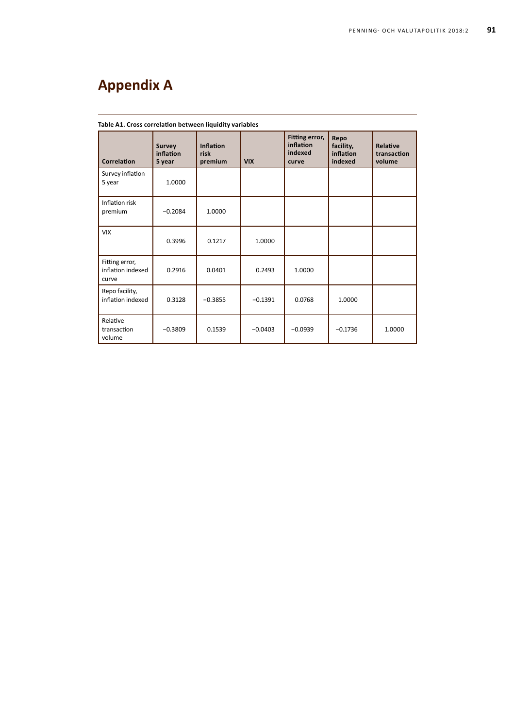# Appendix A

**Table A1. Cross correlation between liquidity variables**

| Correlation | Survey inflation 5 year | Inflation risk premium | VIX | Fitting error, inflation indexed curve | Repo facility, inflation indexed | Relative transaction volume |
|---|---|---|---|---|---|---|
| Survey inflation 5 year | 1.0000 | | | | | |
| Inflation risk premium | −0.2084 | 1.0000 | | | | |
| VIX | 0.3996 | 0.1217 | 1.0000 | | | |
| Fitting error, inflation indexed curve | 0.2916 | 0.0401 | 0.2493 | 1.0000 | | |
| Repo facility, inflation indexed | 0.3128 | −0.3855 | −0.1391 | 0.0768 | 1.0000 | |
| Relative transaction volume | −0.3809 | 0.1539 | −0.0403 | −0.0939 | −0.1736 | 1.0000 |